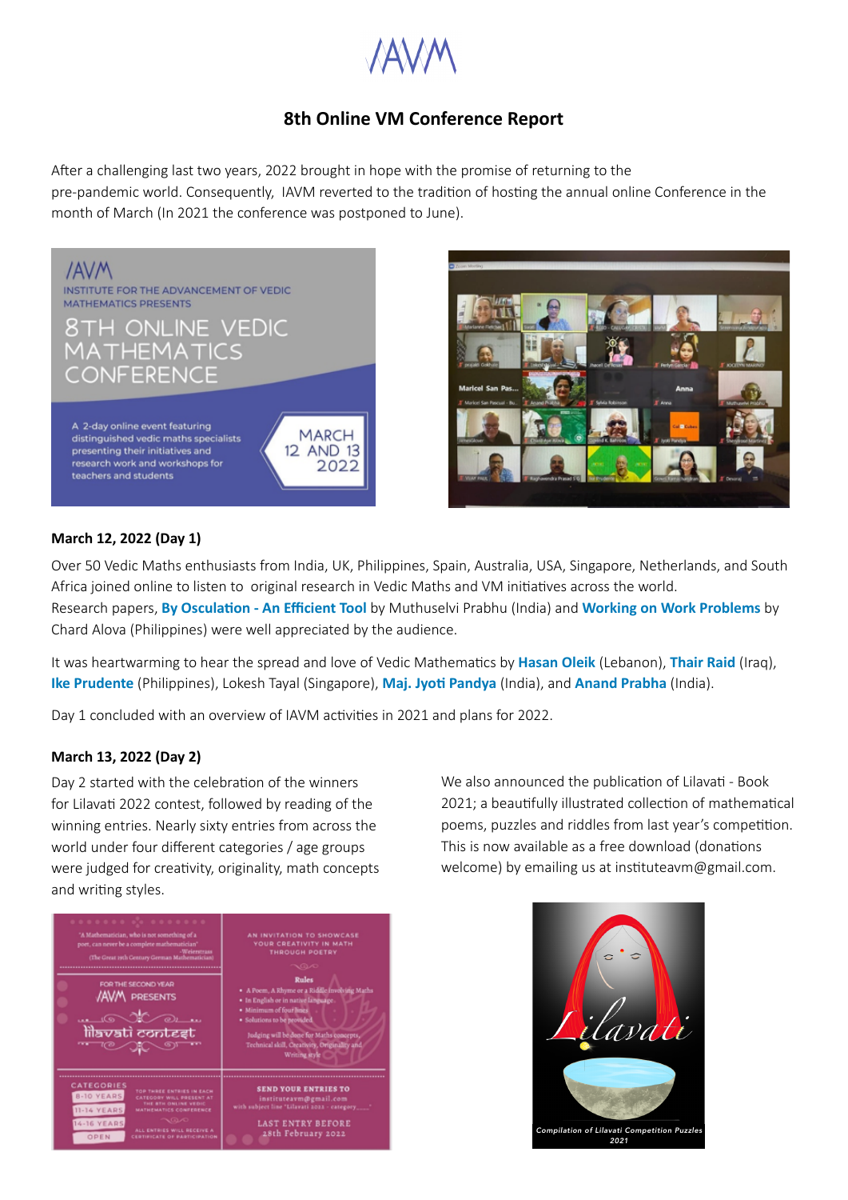# 8th Online VM Conference Report

After a challenging last two years, 2022 brought in hope with the promise of returning to the pre-pandemic world. Consequently, IAVM reverted to the tradition of hosting the annual online Conference in the month of March (In 2021 the conference was postponed to June).

### March 12, 2022 (Day 1)

Over 50 Vedic Maths enthusiasts from India, UK, Philippines, Spain, Australia, USA, Singapore, Netherlands, and South Africa joined online to listen to original research in Vedic Maths and VM initiatives across the world. Research papers, **By Osculation - An Efficient Tool** by Muthuselvi Prabhu (India) and **Working on Work Problems** by Chard Alova (Philippines) were well appreciated by the audience.

It was heartwarming to hear the spread and love of Vedic Mathematics by **Hasan Oleik** (Lebanon), **Thair Raid** (Iraq), **Ike Prudente** (Philippines), Lokesh Tayal (Singapore), **Maj. Jyoti Pandya** (India), and **Anand Prabha** (India).

Day 1 concluded with an overview of IAVM activities in 2021 and plans for 2022.

### March 13, 2022 (Day 2)

Day 2 started with the celebration of the winners for Lilavati 2022 contest, followed by reading of the winning entries. Nearly sixty entries from across the world under four different categories / age groups were judged for creativity, originality, math concepts and writing styles.

We also announced the publication of Lilavati - Book 2021; a beautifully illustrated collection of mathematical poems, puzzles and riddles from last year's competition. This is now available as a free download (donations welcome) by emailing us at instituteavm@gmail.com.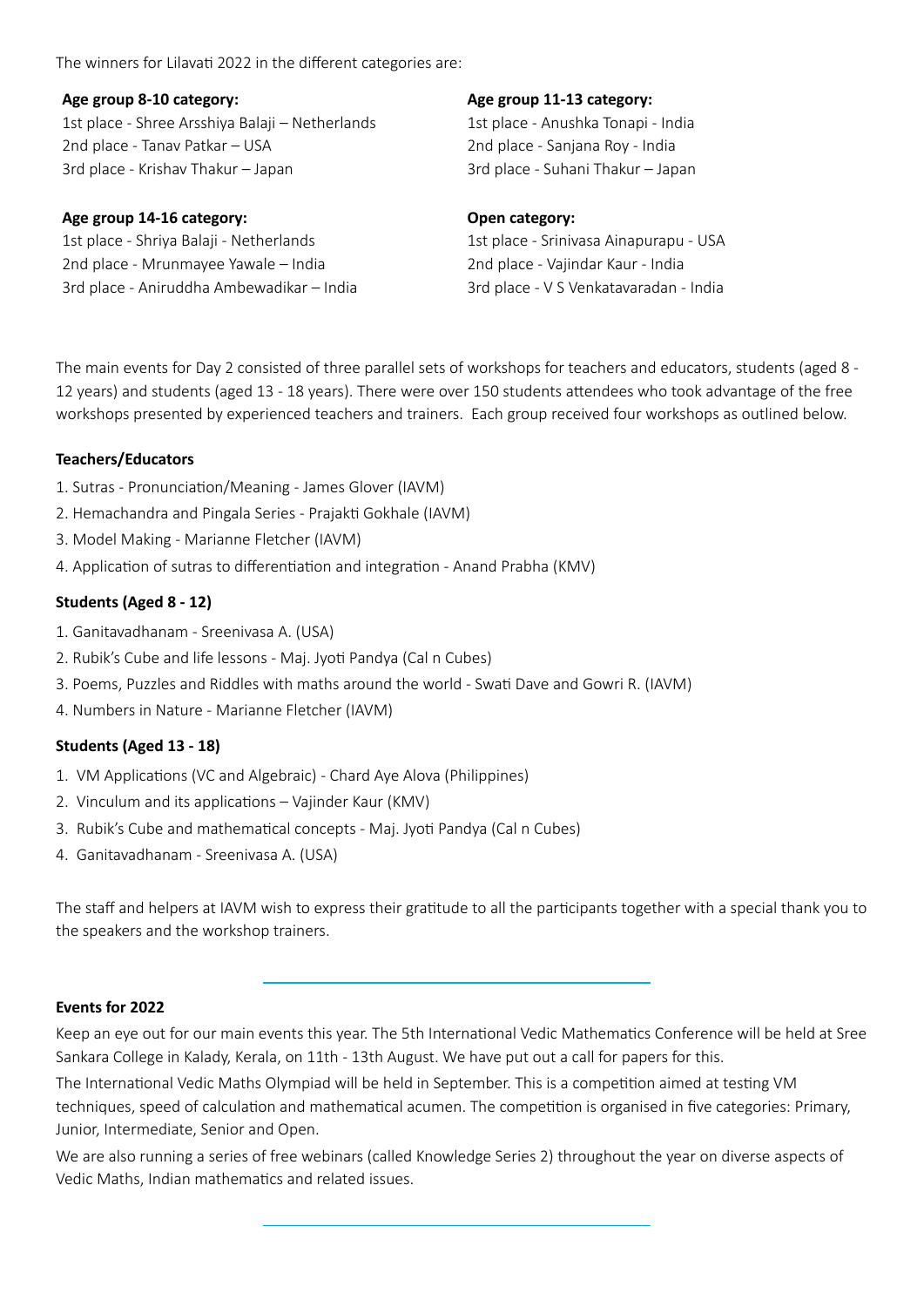The winners for Lilavati 2022 in the different categories are:

**Age group 8-10 category:**
1st place - Shree Arsshiya Balaji – Netherlands
2nd place - Tanav Patkar – USA
3rd place - Krishav Thakur – Japan

**Age group 11-13 category:**
1st place - Anushka Tonapi - India
2nd place - Sanjana Roy - India
3rd place - Suhani Thakur – Japan

**Age group 14-16 category:**
1st place - Shriya Balaji - Netherlands
2nd place - Mrunmayee Yawale – India
3rd place - Aniruddha Ambewadikar – India

**Open category:**
1st place - Srinivasa Ainapurapu - USA
2nd place - Vajindar Kaur - India
3rd place - V S Venkatavaradan - India

The main events for Day 2 consisted of three parallel sets of workshops for teachers and educators, students (aged 8 - 12 years) and students (aged 13 - 18 years). There were over 150 students attendees who took advantage of the free workshops presented by experienced teachers and trainers. Each group received four workshops as outlined below.

**Teachers/Educators**

1. Sutras - Pronunciation/Meaning - James Glover (IAVM)
2. Hemachandra and Pingala Series - Prajakti Gokhale (IAVM)
3. Model Making - Marianne Fletcher (IAVM)
4. Application of sutras to differentiation and integration - Anand Prabha (KMV)

**Students (Aged 8 - 12)**

1. Ganitavadhanam - Sreenivasa A. (USA)
2. Rubik's Cube and life lessons - Maj. Jyoti Pandya (Cal n Cubes)
3. Poems, Puzzles and Riddles with maths around the world - Swati Dave and Gowri R. (IAVM)
4. Numbers in Nature - Marianne Fletcher (IAVM)

**Students (Aged 13 - 18)**

1. VM Applications (VC and Algebraic) - Chard Aye Alova (Philippines)
2. Vinculum and its applications – Vajinder Kaur (KMV)
3. Rubik's Cube and mathematical concepts - Maj. Jyoti Pandya (Cal n Cubes)
4. Ganitavadhanam - Sreenivasa A. (USA)

The staff and helpers at IAVM wish to express their gratitude to all the participants together with a special thank you to the speakers and the workshop trainers.

---

**Events for 2022**

Keep an eye out for our main events this year. The 5th International Vedic Mathematics Conference will be held at Sree Sankara College in Kalady, Kerala, on 11th - 13th August. We have put out a call for papers for this.

The International Vedic Maths Olympiad will be held in September. This is a competition aimed at testing VM techniques, speed of calculation and mathematical acumen. The competition is organised in five categories: Primary, Junior, Intermediate, Senior and Open.

We are also running a series of free webinars (called Knowledge Series 2) throughout the year on diverse aspects of Vedic Maths, Indian mathematics and related issues.

---